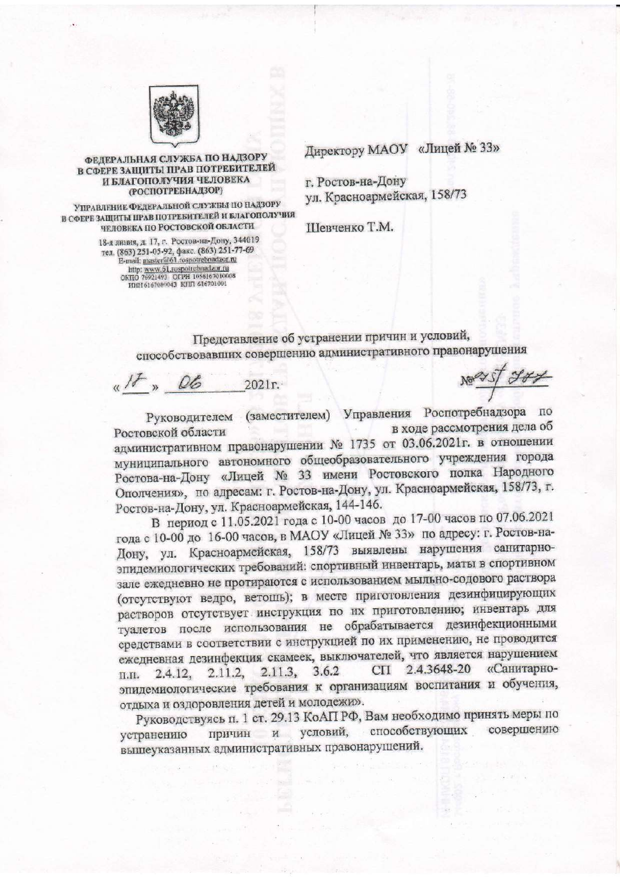ФЕДЕРАЛЬНАЯ СЛУЖБА ПО НАДЗОРУ В СФЕРЕ ЗАЩИТЫ ПРАВ ПОТРЕБИТЕЛЕЙ И БЛАГОПОЛУЧИЯ ЧЕЛОВЕКА (РОСПОТРЕБНАДЗОР)

УПРАВЛЕНИЕ ФЕДЕРАЛЬНОЙ СЛУЖБЫ ПО НАДЗОРУ В СФЕРЕ ЗАЩИТЫ ПРАВ ПОТРЕБИТЕЛЕЙ И БЛАГОПОЛУЧИЯ ЧЕЛОВЕКА ПО РОСТОВСКОЙ ОБЛАСТИ

18-я линия, д. 17, г. Ростов-на-Дону, 344019
тел. (863) 251-05-92, факс. (863) 251-77-69
E-mail: master@61.rospotrebnadzor.ru
http: www.61.rospotrebnadzor.ru
ОКПО 76921493 ОГРН 1056167010008
ИНН 6167080043 КПП 616701001

Директору МАОУ «Лицей № 33»

г. Ростов-на-Дону
ул. Красноармейская, 158/73

Шевченко Т.М.

## Представление об устранении причин и условий, способствовавших совершению административного правонарушения

«17» 06 2021г. №25/377

Руководителем (заместителем) Управления Роспотребнадзора по Ростовской области в ходе рассмотрения дела об административном правонарушении № 1735 от 03.06.2021г. в отношении муниципального автономного общеобразовательного учреждения города Ростова-на-Дону «Лицей № 33 имени Ростовского полка Народного Ополчения», по адресам: г. Ростов-на-Дону, ул. Красноармейская, 158/73, г. Ростов-на-Дону, ул. Красноармейская, 144-146.

В период с 11.05.2021 года с 10-00 часов до 17-00 часов по 07.06.2021 года с 10-00 до 16-00 часов, в МАОУ «Лицей № 33» по адресу: г. Ростов-на-Дону, ул. Красноармейская, 158/73 выявлены нарушения санитарно-эпидемиологических требований: спортивный инвентарь, маты в спортивном зале ежедневно не протираются с использованием мыльно-содового раствора (отсутствуют ведро, ветошь); в месте приготовления дезинфицирующих растворов отсутствует инструкция по их приготовлению; инвентарь для туалетов после использования не обрабатывается дезинфекционными средствами в соответствии с инструкцией по их применению, не проводится ежедневная дезинфекция скамеек, выключателей, что является нарушением п.п. 2.4.12, 2.11.2, 2.11.3, 3.6.2 СП 2.4.3648-20 «Санитарно-эпидемиологические требования к организациям воспитания и обучения, отдыха и оздоровления детей и молодежи».

Руководствуясь п. 1 ст. 29.13 КоАП РФ, Вам необходимо принять меры по устранению причин и условий, способствующих совершению вышеуказанных административных правонарушений.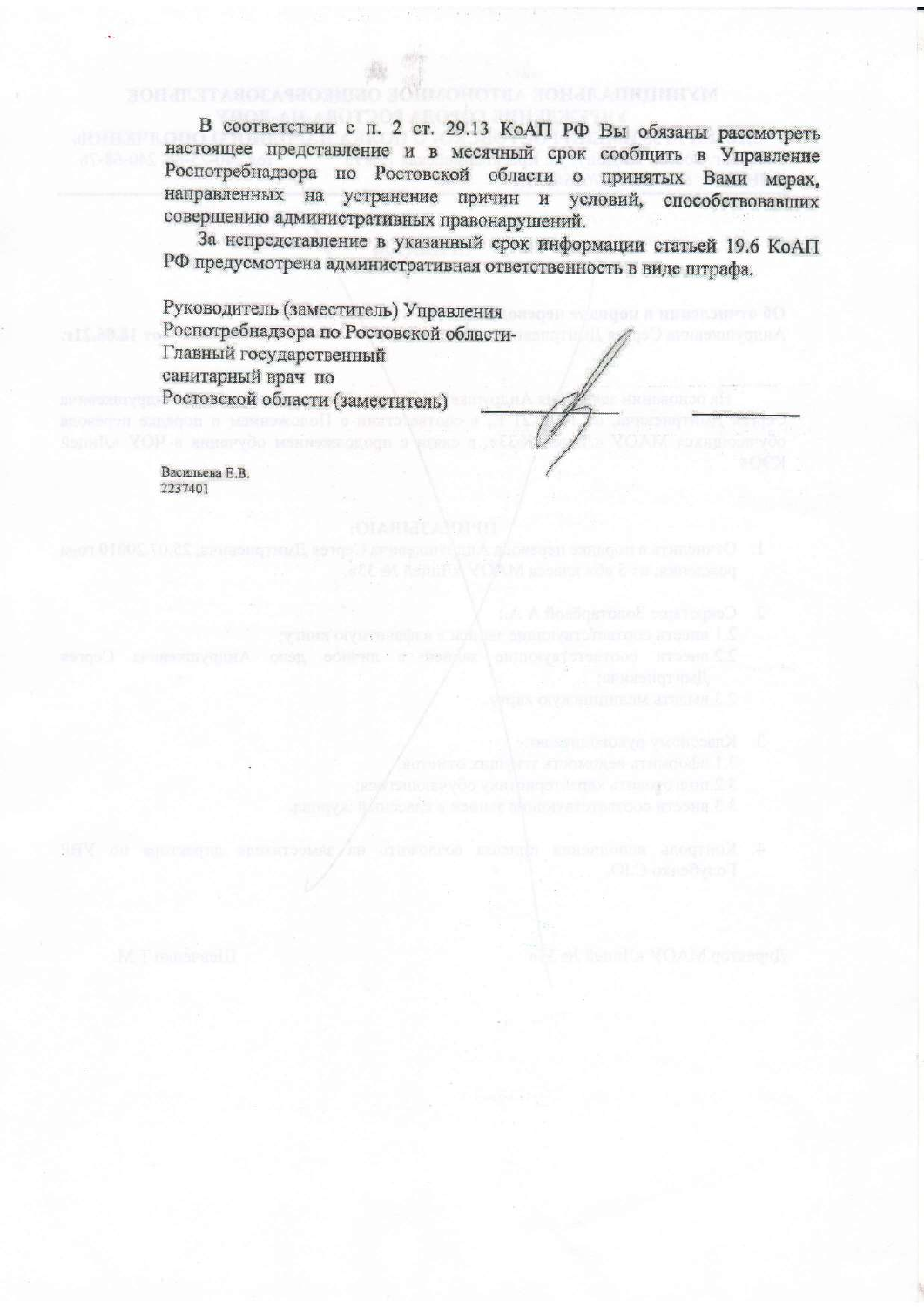В соответствии с п. 2 ст. 29.13 КоАП РФ Вы обязаны рассмотреть настоящее представление и в месячный срок сообщить в Управление Роспотребнадзора по Ростовской области о принятых Вами мерах, направленных на устранение причин и условий, способствовавших совершению административных правонарушений.

За непредставление в указанный срок информации статьей 19.6 КоАП РФ предусмотрена административная ответственность в виде штрафа.

Руководитель (заместитель) Управления
Роспотребнадзора по Ростовской области-
Главный государственный
санитарный врач по
Ростовской области (заместитель)

Васильева Е.В.
2237401